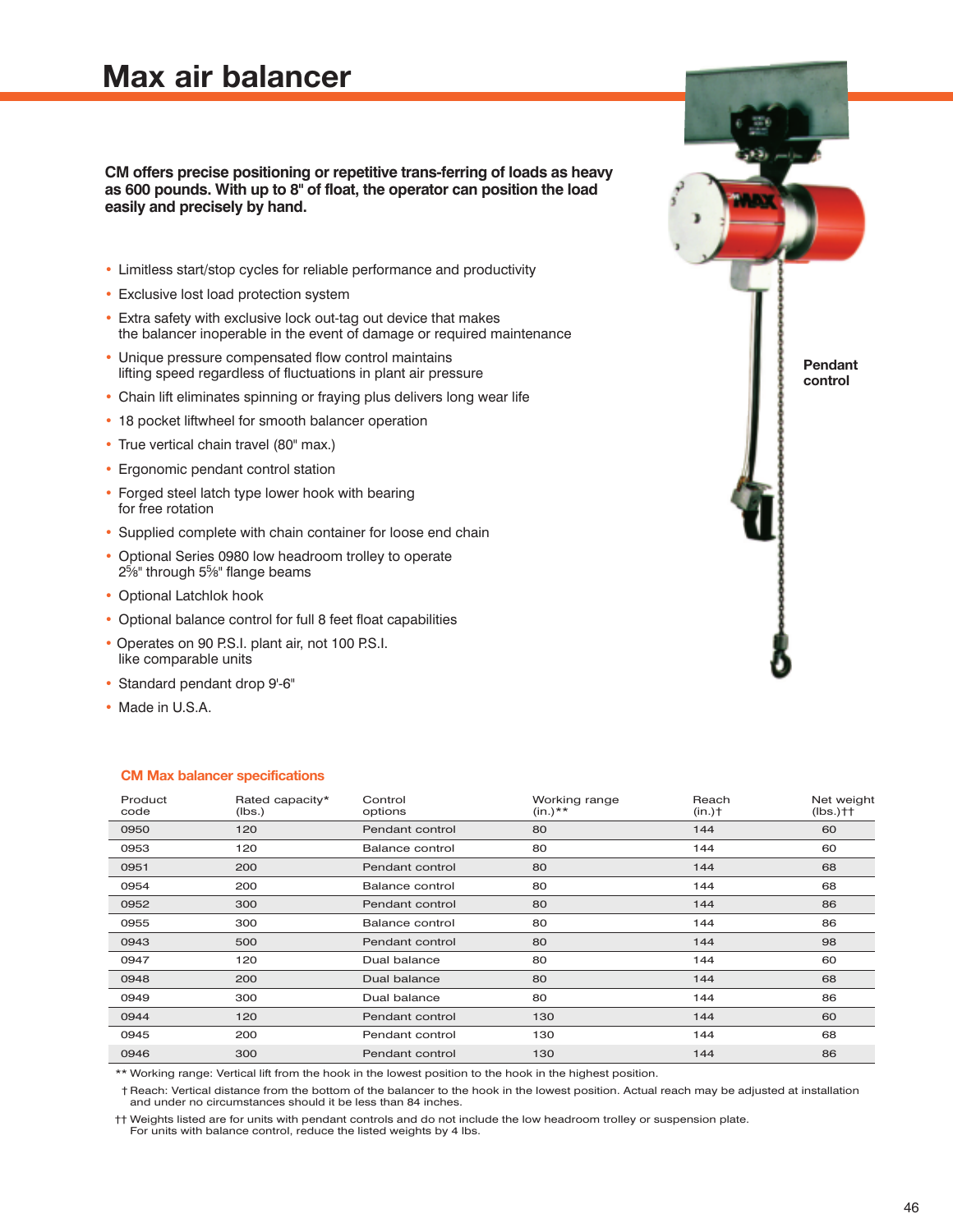# Max air balancer

**CM offers precise positioning or repetitive trans-ferring of loads as heavy as 600 pounds. With up to 8" of float, the operator can position the load easily and precisely by hand.**

- Limitless start/stop cycles for reliable performance and productivity
- Exclusive lost load protection system
- Extra safety with exclusive lock out-tag out device that makes the balancer inoperable in the event of damage or required maintenance
- Unique pressure compensated flow control maintains lifting speed regardless of fluctuations in plant air pressure
- Chain lift eliminates spinning or fraying plus delivers long wear life
- 18 pocket liftwheel for smooth balancer operation
- True vertical chain travel (80" max.)
- Ergonomic pendant control station
- Forged steel latch type lower hook with bearing for free rotation
- Supplied complete with chain container for loose end chain
- Optional Series 0980 low headroom trolley to operate 2⅝" through 5⅝" flange beams
- Optional Latchlok hook
- Optional balance control for full 8 feet float capabilities
- Operates on 90 P.S.I. plant air, not 100 P.S.I. like comparable units
- Standard pendant drop 9'-6"
- Made in U.S.A.

**Pendant control**

## CM Max balancer specifications

| Product code | Rated capacity* (lbs.) | Control options | Working range (in.)** | Reach (in.)† | Net weight (lbs.)†† |
|---|---|---|---|---|---|
| 0950 | 120 | Pendant control | 80 | 144 | 60 |
| 0953 | 120 | Balance control | 80 | 144 | 60 |
| 0951 | 200 | Pendant control | 80 | 144 | 68 |
| 0954 | 200 | Balance control | 80 | 144 | 68 |
| 0952 | 300 | Pendant control | 80 | 144 | 86 |
| 0955 | 300 | Balance control | 80 | 144 | 86 |
| 0943 | 500 | Pendant control | 80 | 144 | 98 |
| 0947 | 120 | Dual balance | 80 | 144 | 60 |
| 0948 | 200 | Dual balance | 80 | 144 | 68 |
| 0949 | 300 | Dual balance | 80 | 144 | 86 |
| 0944 | 120 | Pendant control | 130 | 144 | 60 |
| 0945 | 200 | Pendant control | 130 | 144 | 68 |
| 0946 | 300 | Pendant control | 130 | 144 | 86 |

** Working range: Vertical lift from the hook in the lowest position to the hook in the highest position.

† Reach: Vertical distance from the bottom of the balancer to the hook in the lowest position. Actual reach may be adjusted at installation and under no circumstances should it be less than 84 inches.

†† Weights listed are for units with pendant controls and do not include the low headroom trolley or suspension plate. For units with balance control, reduce the listed weights by 4 lbs.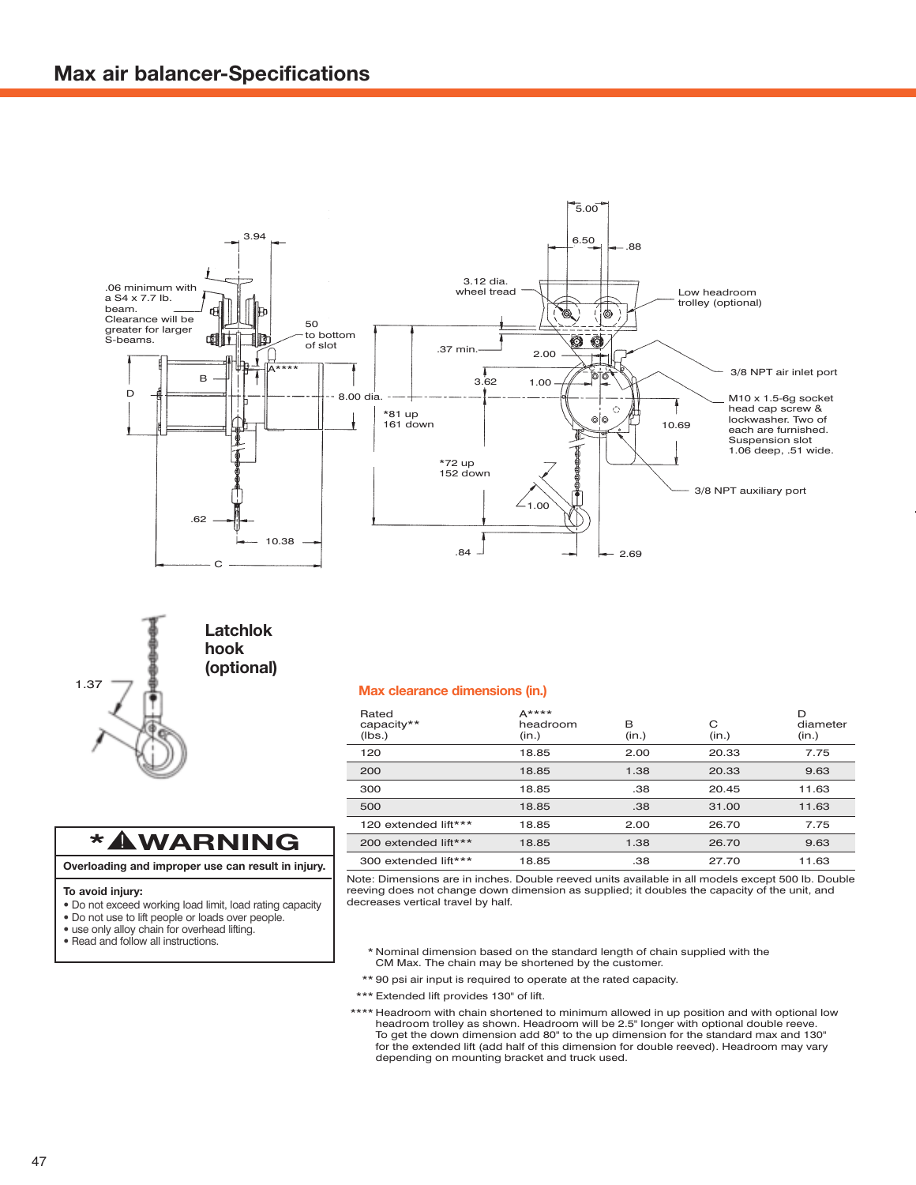# Max air balancer-Specifications

.06 minimum with a S4 x 7.7 lb. beam. Clearance will be greater for larger S-beams.

3.94

50 to bottom of slot

A****

B

D

8.00 dia.

.62

10.38

C

3.12 dia. wheel tread

5.00

6.50

.88

Low headroom trolley (optional)

.37 min.

2.00

3.62

1.00

*81 up 161 down

*72 up 152 down

1.00

.84

2.69

10.69

3/8 NPT air inlet port

M10 x 1.5-6g socket head cap screw & lockwasher. Two of each are furnished. Suspension slot 1.06 deep, .51 wide.

3/8 NPT auxiliary port

1.37

**Latchlok hook (optional)**

## *⚠WARNING

**Overloading and improper use can result in injury.**

**To avoid injury:**
- Do not exceed working load limit, load rating capacity
- Do not use to lift people or loads over people.
- use only alloy chain for overhead lifting.
- Read and follow all instructions.

### Max clearance dimensions (in.)

| Rated capacity** (lbs.) | A**** headroom (in.) | B (in.) | C (in.) | D diameter (in.) |
|---|---|---|---|---|
| 120 | 18.85 | 2.00 | 20.33 | 7.75 |
| 200 | 18.85 | 1.38 | 20.33 | 9.63 |
| 300 | 18.85 | .38 | 20.45 | 11.63 |
| 500 | 18.85 | .38 | 31.00 | 11.63 |
| 120 extended lift*** | 18.85 | 2.00 | 26.70 | 7.75 |
| 200 extended lift*** | 18.85 | 1.38 | 26.70 | 9.63 |
| 300 extended lift*** | 18.85 | .38 | 27.70 | 11.63 |

Note: Dimensions are in inches. Double reeved units available in all models except 500 lb. Double reeving does not change down dimension as supplied; it doubles the capacity of the unit, and decreases vertical travel by half.

\* Nominal dimension based on the standard length of chain supplied with the CM Max. The chain may be shortened by the customer.

** 90 psi air input is required to operate at the rated capacity.

*** Extended lift provides 130" of lift.

**** Headroom with chain shortened to minimum allowed in up position and with optional low headroom trolley as shown. Headroom will be 2.5" longer with optional double reeve. To get the down dimension add 80" to the up dimension for the standard max and 130" for the extended lift (add half of this dimension for double reeved). Headroom may vary depending on mounting bracket and truck used.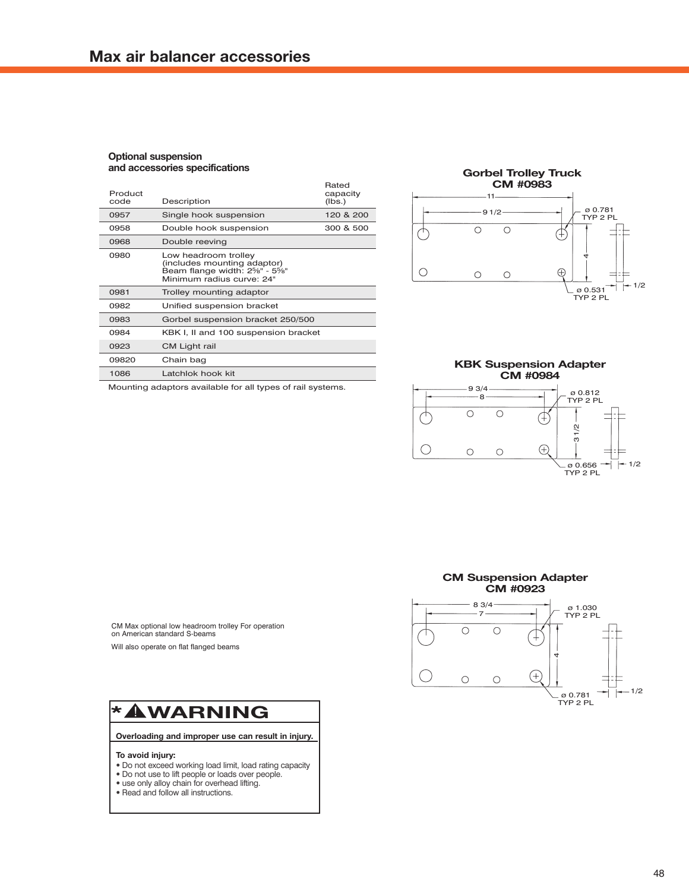# Max air balancer accessories

## Optional suspension and accessories specifications

| Product code | Description | Rated capacity (lbs.) |
|---|---|---|
| 0957 | Single hook suspension | 120 & 200 |
| 0958 | Double hook suspension | 300 & 500 |
| 0968 | Double reeving | |
| 0980 | Low headroom trolley (includes mounting adaptor) Beam flange width: 2⅝" - 5⅝" Minimum radius curve: 24" | |
| 0981 | Trolley mounting adaptor | |
| 0982 | Unified suspension bracket | |
| 0983 | Gorbel suspension bracket 250/500 | |
| 0984 | KBK I, II and 100 suspension bracket | |
| 0923 | CM Light rail | |
| 09820 | Chain bag | |
| 1086 | Latchlok hook kit | |

Mounting adaptors available for all types of rail systems.

### Gorbel Trolley Truck CM #0983

11
9 1/2
ø 0.781 TYP 2 PL
4
ø 0.531 TYP 2 PL
1/2

### KBK Suspension Adapter CM #0984

9 3/4
8
ø 0.812 TYP 2 PL
3 1/2
ø 0.656 TYP 2 PL
1/2

### CM Suspension Adapter CM #0923

8 3/4
7
ø 1.030 TYP 2 PL
4
ø 0.781 TYP 2 PL
1/2

CM Max optional low headroom trolley For operation on American standard S-beams

Will also operate on flat flanged beams

**WARNING**

**Overloading and improper use can result in injury.**

**To avoid injury:**
- Do not exceed working load limit, load rating capacity
- Do not use to lift people or loads over people.
- use only alloy chain for overhead lifting.
- Read and follow all instructions.